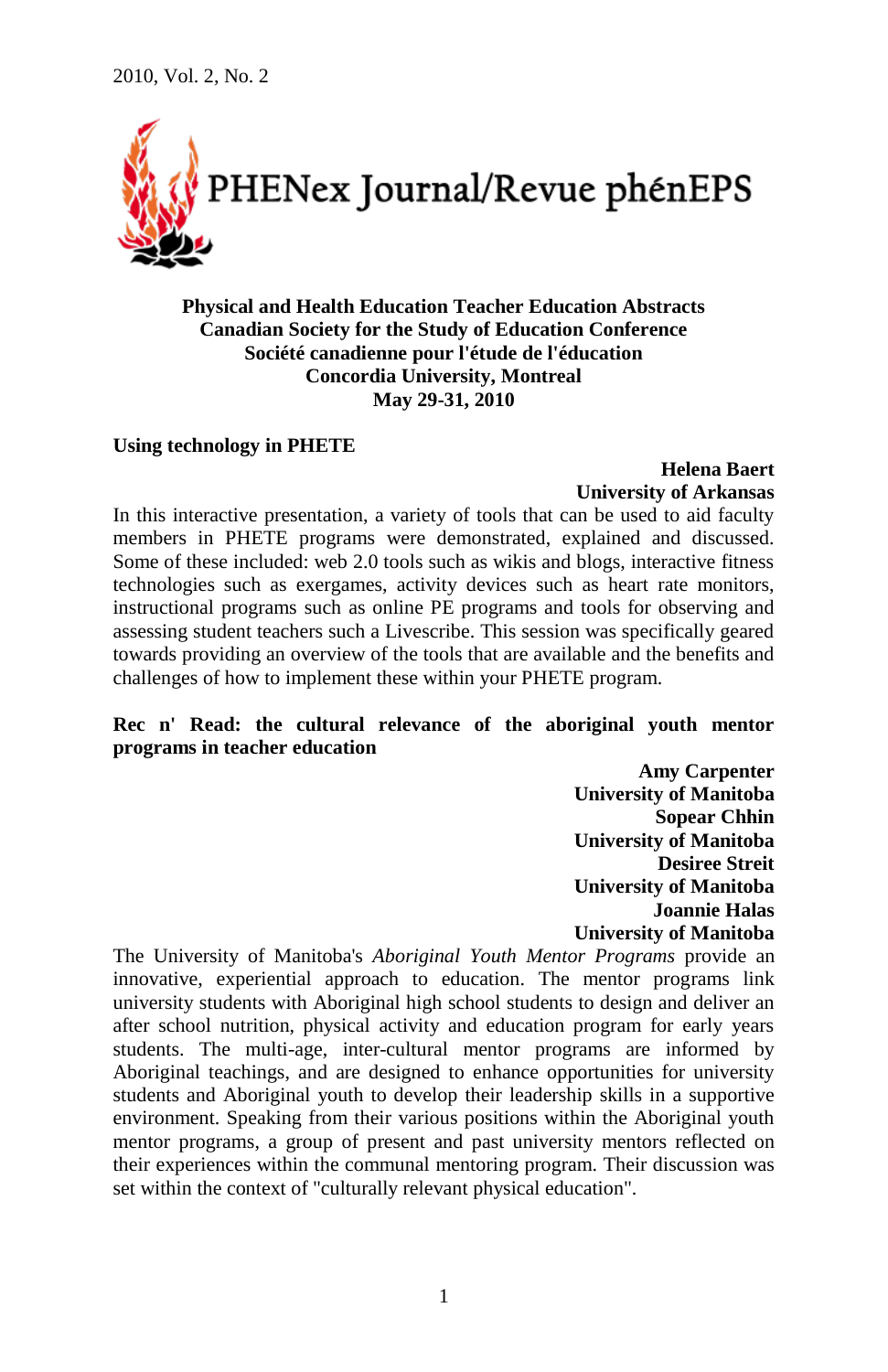PHENex Journal/Revue phénEPS

**Physical and Health Education Teacher Education Abstracts**
**Canadian Society for the Study of Education Conference**
**Société canadienne pour l'étude de l'éducation**
**Concordia University, Montreal**
**May 29-31, 2010**

## Using technology in PHETE

**Helena Baert**
**University of Arkansas**

In this interactive presentation, a variety of tools that can be used to aid faculty members in PHETE programs were demonstrated, explained and discussed. Some of these included: web 2.0 tools such as wikis and blogs, interactive fitness technologies such as exergames, activity devices such as heart rate monitors, instructional programs such as online PE programs and tools for observing and assessing student teachers such a Livescribe. This session was specifically geared towards providing an overview of the tools that are available and the benefits and challenges of how to implement these within your PHETE program.

## Rec n' Read: the cultural relevance of the aboriginal youth mentor programs in teacher education

**Amy Carpenter**
**University of Manitoba**
**Sopear Chhin**
**University of Manitoba**
**Desiree Streit**
**University of Manitoba**
**Joannie Halas**
**University of Manitoba**

The University of Manitoba's *Aboriginal Youth Mentor Programs* provide an innovative, experiential approach to education. The mentor programs link university students with Aboriginal high school students to design and deliver an after school nutrition, physical activity and education program for early years students. The multi-age, inter-cultural mentor programs are informed by Aboriginal teachings, and are designed to enhance opportunities for university students and Aboriginal youth to develop their leadership skills in a supportive environment. Speaking from their various positions within the Aboriginal youth mentor programs, a group of present and past university mentors reflected on their experiences within the communal mentoring program. Their discussion was set within the context of "culturally relevant physical education".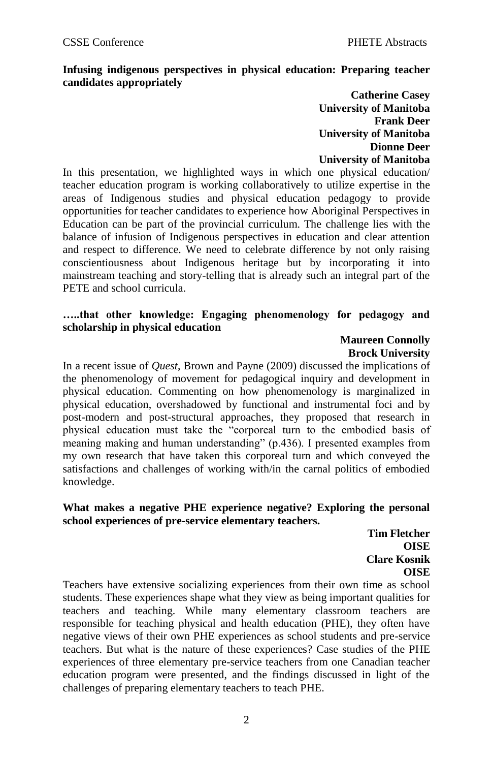**Infusing indigenous perspectives in physical education: Preparing teacher candidates appropriately**

**Catherine Casey**
**University of Manitoba**
**Frank Deer**
**University of Manitoba**
**Dionne Deer**
**University of Manitoba**

In this presentation, we highlighted ways in which one physical education/ teacher education program is working collaboratively to utilize expertise in the areas of Indigenous studies and physical education pedagogy to provide opportunities for teacher candidates to experience how Aboriginal Perspectives in Education can be part of the provincial curriculum. The challenge lies with the balance of infusion of Indigenous perspectives in education and clear attention and respect to difference. We need to celebrate difference by not only raising conscientiousness about Indigenous heritage but by incorporating it into mainstream teaching and story-telling that is already such an integral part of the PETE and school curricula.

**…..that other knowledge: Engaging phenomenology for pedagogy and scholarship in physical education**

**Maureen Connolly**
**Brock University**

In a recent issue of *Quest*, Brown and Payne (2009) discussed the implications of the phenomenology of movement for pedagogical inquiry and development in physical education. Commenting on how phenomenology is marginalized in physical education, overshadowed by functional and instrumental foci and by post-modern and post-structural approaches, they proposed that research in physical education must take the "corporeal turn to the embodied basis of meaning making and human understanding" (p.436). I presented examples from my own research that have taken this corporeal turn and which conveyed the satisfactions and challenges of working with/in the carnal politics of embodied knowledge.

**What makes a negative PHE experience negative? Exploring the personal school experiences of pre-service elementary teachers.**

**Tim Fletcher**
**OISE**
**Clare Kosnik**
**OISE**

Teachers have extensive socializing experiences from their own time as school students. These experiences shape what they view as being important qualities for teachers and teaching. While many elementary classroom teachers are responsible for teaching physical and health education (PHE), they often have negative views of their own PHE experiences as school students and pre-service teachers. But what is the nature of these experiences? Case studies of the PHE experiences of three elementary pre-service teachers from one Canadian teacher education program were presented, and the findings discussed in light of the challenges of preparing elementary teachers to teach PHE.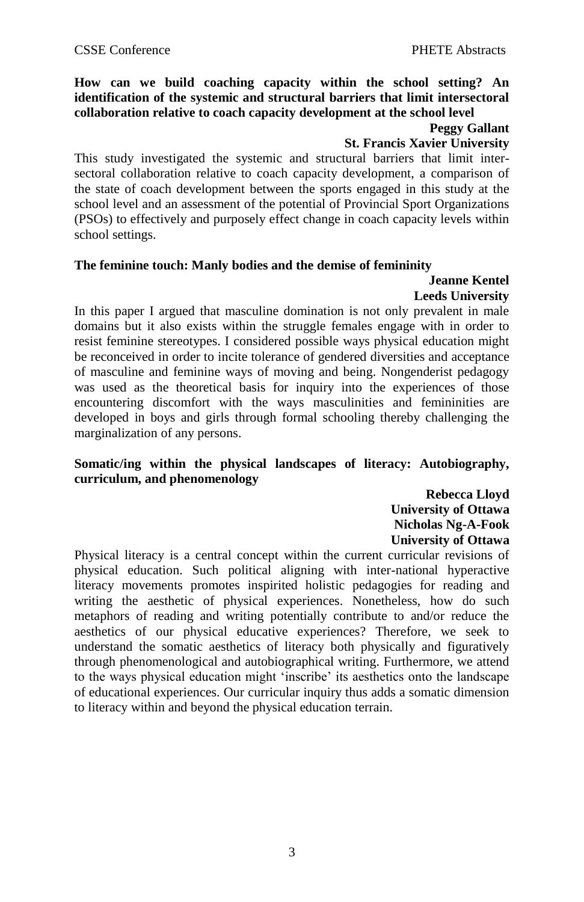**How can we build coaching capacity within the school setting? An identification of the systemic and structural barriers that limit intersectoral collaboration relative to coach capacity development at the school level**

**Peggy Gallant**
**St. Francis Xavier University**

This study investigated the systemic and structural barriers that limit inter-sectoral collaboration relative to coach capacity development, a comparison of the state of coach development between the sports engaged in this study at the school level and an assessment of the potential of Provincial Sport Organizations (PSOs) to effectively and purposely effect change in coach capacity levels within school settings.

**The feminine touch: Manly bodies and the demise of femininity**

**Jeanne Kentel**
**Leeds University**

In this paper I argued that masculine domination is not only prevalent in male domains but it also exists within the struggle females engage with in order to resist feminine stereotypes. I considered possible ways physical education might be reconceived in order to incite tolerance of gendered diversities and acceptance of masculine and feminine ways of moving and being. Nongenderist pedagogy was used as the theoretical basis for inquiry into the experiences of those encountering discomfort with the ways masculinities and femininities are developed in boys and girls through formal schooling thereby challenging the marginalization of any persons.

**Somatic/ing within the physical landscapes of literacy: Autobiography, curriculum, and phenomenology**

**Rebecca Lloyd**
**University of Ottawa**
**Nicholas Ng-A-Fook**
**University of Ottawa**

Physical literacy is a central concept within the current curricular revisions of physical education. Such political aligning with inter-national hyperactive literacy movements promotes inspirited holistic pedagogies for reading and writing the aesthetic of physical experiences. Nonetheless, how do such metaphors of reading and writing potentially contribute to and/or reduce the aesthetics of our physical educative experiences? Therefore, we seek to understand the somatic aesthetics of literacy both physically and figuratively through phenomenological and autobiographical writing. Furthermore, we attend to the ways physical education might 'inscribe' its aesthetics onto the landscape of educational experiences. Our curricular inquiry thus adds a somatic dimension to literacy within and beyond the physical education terrain.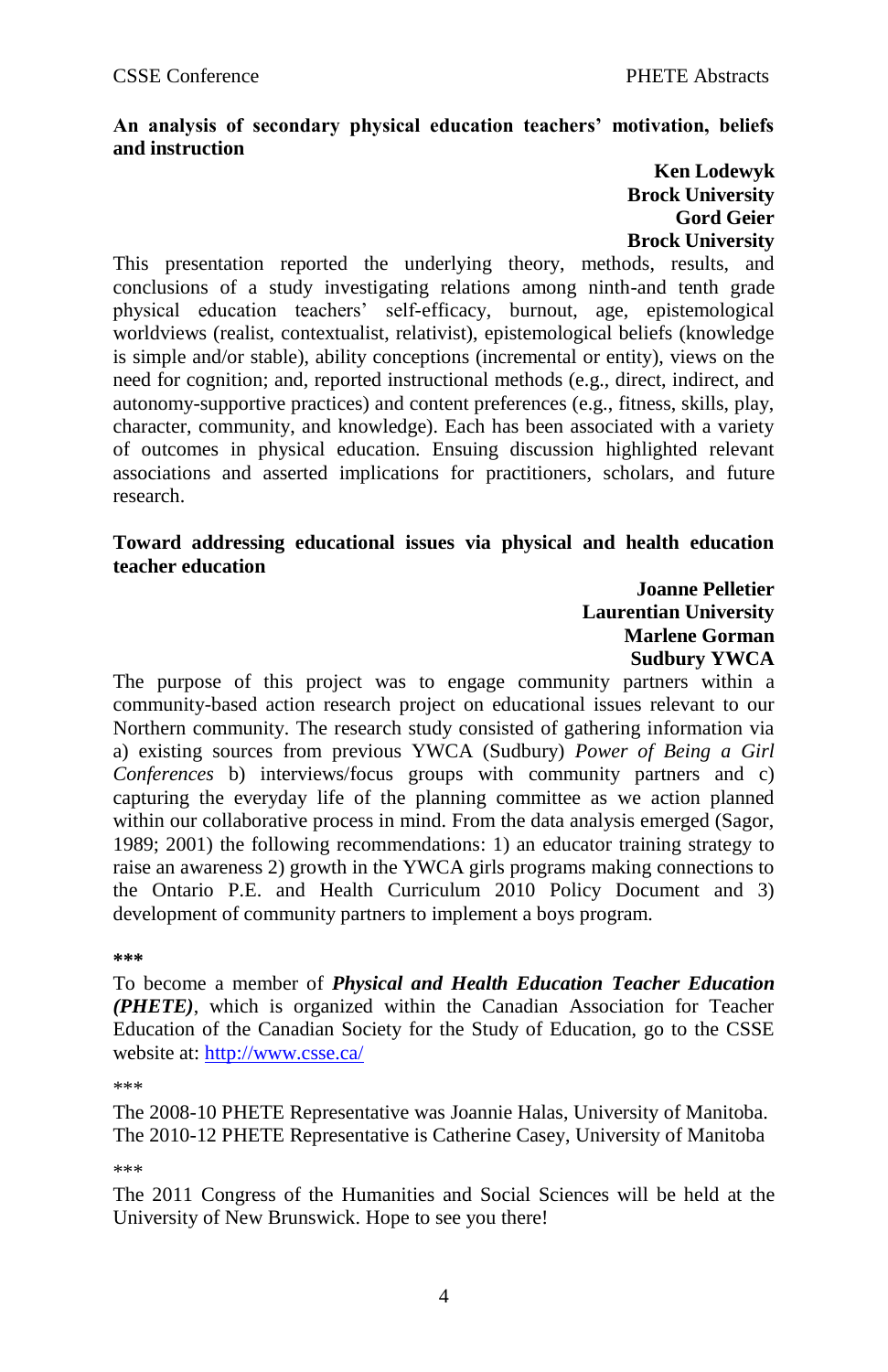## An analysis of secondary physical education teachers' motivation, beliefs and instruction

**Ken Lodewyk**
**Brock University**
**Gord Geier**
**Brock University**

This presentation reported the underlying theory, methods, results, and conclusions of a study investigating relations among ninth-and tenth grade physical education teachers' self-efficacy, burnout, age, epistemological worldviews (realist, contextualist, relativist), epistemological beliefs (knowledge is simple and/or stable), ability conceptions (incremental or entity), views on the need for cognition; and, reported instructional methods (e.g., direct, indirect, and autonomy-supportive practices) and content preferences (e.g., fitness, skills, play, character, community, and knowledge). Each has been associated with a variety of outcomes in physical education. Ensuing discussion highlighted relevant associations and asserted implications for practitioners, scholars, and future research.

## Toward addressing educational issues via physical and health education teacher education

**Joanne Pelletier**
**Laurentian University**
**Marlene Gorman**
**Sudbury YWCA**

The purpose of this project was to engage community partners within a community-based action research project on educational issues relevant to our Northern community. The research study consisted of gathering information via a) existing sources from previous YWCA (Sudbury) *Power of Being a Girl Conferences* b) interviews/focus groups with community partners and c) capturing the everyday life of the planning committee as we action planned within our collaborative process in mind. From the data analysis emerged (Sagor, 1989; 2001) the following recommendations: 1) an educator training strategy to raise an awareness 2) growth in the YWCA girls programs making connections to the Ontario P.E. and Health Curriculum 2010 Policy Document and 3) development of community partners to implement a boys program.

**\*\*\***

To become a member of ***Physical and Health Education Teacher Education (PHETE)***, which is organized within the Canadian Association for Teacher Education of the Canadian Society for the Study of Education, go to the CSSE website at: [http://www.csse.ca/](http://www.csse.ca/)

\*\*\*

The 2008-10 PHETE Representative was Joannie Halas, University of Manitoba.
The 2010-12 PHETE Representative is Catherine Casey, University of Manitoba

\*\*\*

The 2011 Congress of the Humanities and Social Sciences will be held at the University of New Brunswick. Hope to see you there!